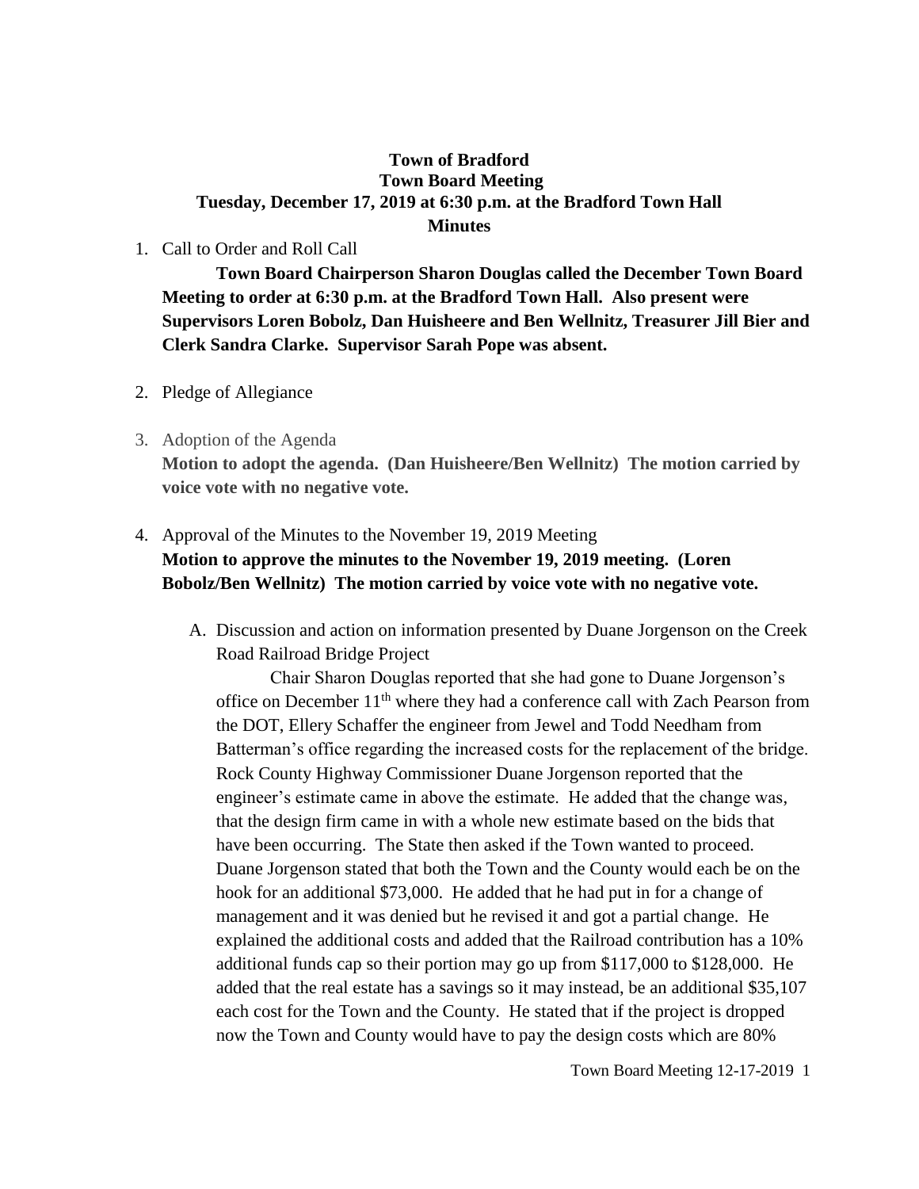# Town of Bradford
## Town Board Meeting
### Tuesday, December 17, 2019 at 6:30 p.m. at the Bradford Town Hall
### Minutes

1. Call to Order and Roll Call

   **Town Board Chairperson Sharon Douglas called the December Town Board Meeting to order at 6:30 p.m. at the Bradford Town Hall. Also present were Supervisors Loren Bobolz, Dan Huisheere and Ben Wellnitz, Treasurer Jill Bier and Clerk Sandra Clarke. Supervisor Sarah Pope was absent.**

2. Pledge of Allegiance

3. Adoption of the Agenda

   **Motion to adopt the agenda. (Dan Huisheere/Ben Wellnitz) The motion carried by voice vote with no negative vote.**

4. Approval of the Minutes to the November 19, 2019 Meeting

   **Motion to approve the minutes to the November 19, 2019 meeting. (Loren Bobolz/Ben Wellnitz) The motion carried by voice vote with no negative vote.**

   A. Discussion and action on information presented by Duane Jorgenson on the Creek Road Railroad Bridge Project

      Chair Sharon Douglas reported that she had gone to Duane Jorgenson's office on December 11th where they had a conference call with Zach Pearson from the DOT, Ellery Schaffer the engineer from Jewel and Todd Needham from Batterman's office regarding the increased costs for the replacement of the bridge. Rock County Highway Commissioner Duane Jorgenson reported that the engineer's estimate came in above the estimate. He added that the change was, that the design firm came in with a whole new estimate based on the bids that have been occurring. The State then asked if the Town wanted to proceed. Duane Jorgenson stated that both the Town and the County would each be on the hook for an additional $73,000. He added that he had put in for a change of management and it was denied but he revised it and got a partial change. He explained the additional costs and added that the Railroad contribution has a 10% additional funds cap so their portion may go up from $117,000 to $128,000. He added that the real estate has a savings so it may instead, be an additional $35,107 each cost for the Town and the County. He stated that if the project is dropped now the Town and County would have to pay the design costs which are 80%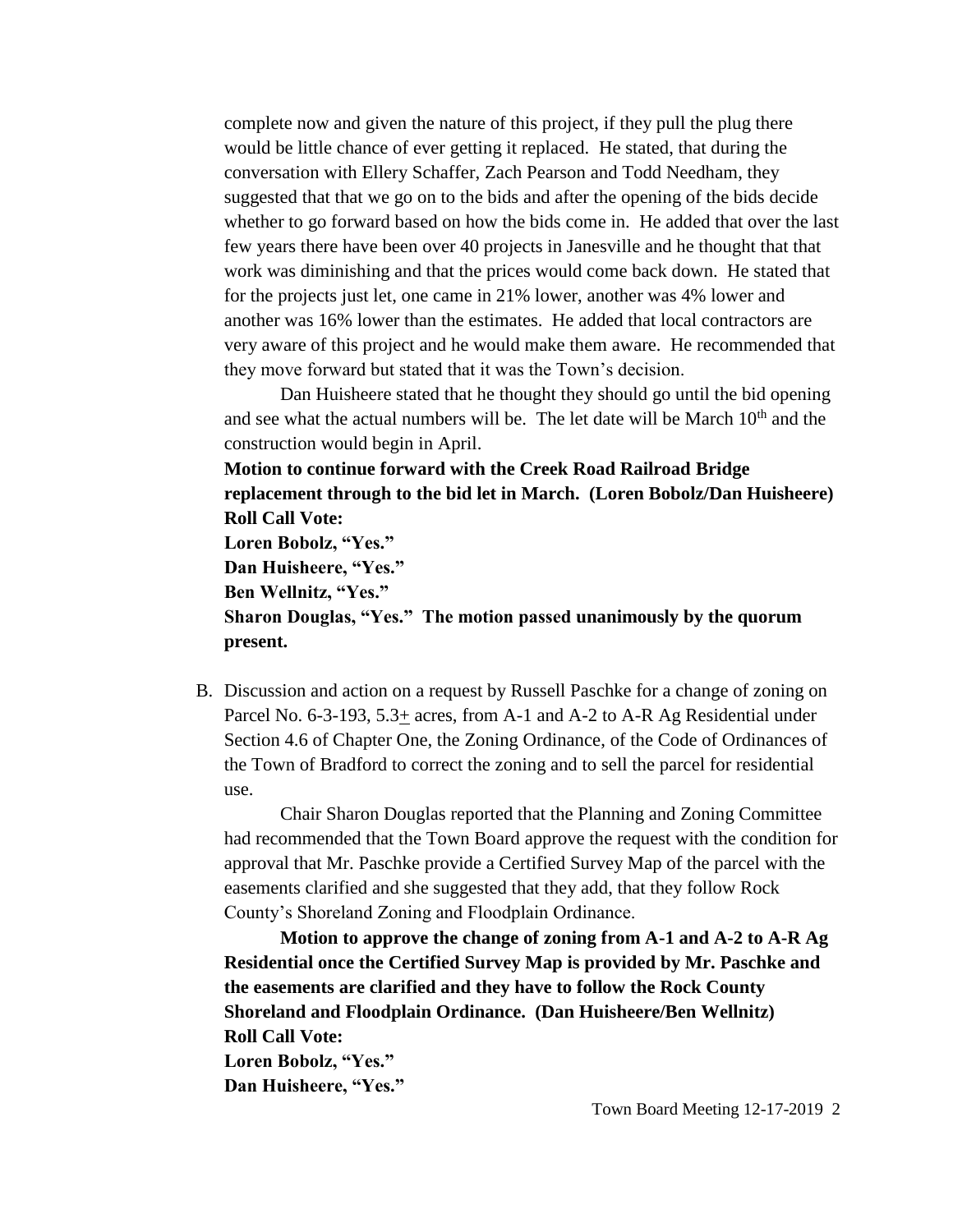complete now and given the nature of this project, if they pull the plug there would be little chance of ever getting it replaced. He stated, that during the conversation with Ellery Schaffer, Zach Pearson and Todd Needham, they suggested that that we go on to the bids and after the opening of the bids decide whether to go forward based on how the bids come in. He added that over the last few years there have been over 40 projects in Janesville and he thought that that work was diminishing and that the prices would come back down. He stated that for the projects just let, one came in 21% lower, another was 4% lower and another was 16% lower than the estimates. He added that local contractors are very aware of this project and he would make them aware. He recommended that they move forward but stated that it was the Town's decision.

Dan Huisheere stated that he thought they should go until the bid opening and see what the actual numbers will be. The let date will be March 10th and the construction would begin in April.

**Motion to continue forward with the Creek Road Railroad Bridge replacement through to the bid let in March. (Loren Bobolz/Dan Huisheere)**
**Roll Call Vote:**
**Loren Bobolz, "Yes."**
**Dan Huisheere, "Yes."**
**Ben Wellnitz, "Yes."**
**Sharon Douglas, "Yes." The motion passed unanimously by the quorum present.**

B. Discussion and action on a request by Russell Paschke for a change of zoning on Parcel No. 6-3-193, 5.3± acres, from A-1 and A-2 to A-R Ag Residential under Section 4.6 of Chapter One, the Zoning Ordinance, of the Code of Ordinances of the Town of Bradford to correct the zoning and to sell the parcel for residential use.

Chair Sharon Douglas reported that the Planning and Zoning Committee had recommended that the Town Board approve the request with the condition for approval that Mr. Paschke provide a Certified Survey Map of the parcel with the easements clarified and she suggested that they add, that they follow Rock County's Shoreland Zoning and Floodplain Ordinance.

**Motion to approve the change of zoning from A-1 and A-2 to A-R Ag Residential once the Certified Survey Map is provided by Mr. Paschke and the easements are clarified and they have to follow the Rock County Shoreland and Floodplain Ordinance. (Dan Huisheere/Ben Wellnitz)**
**Roll Call Vote:**
**Loren Bobolz, "Yes."**
**Dan Huisheere, "Yes."**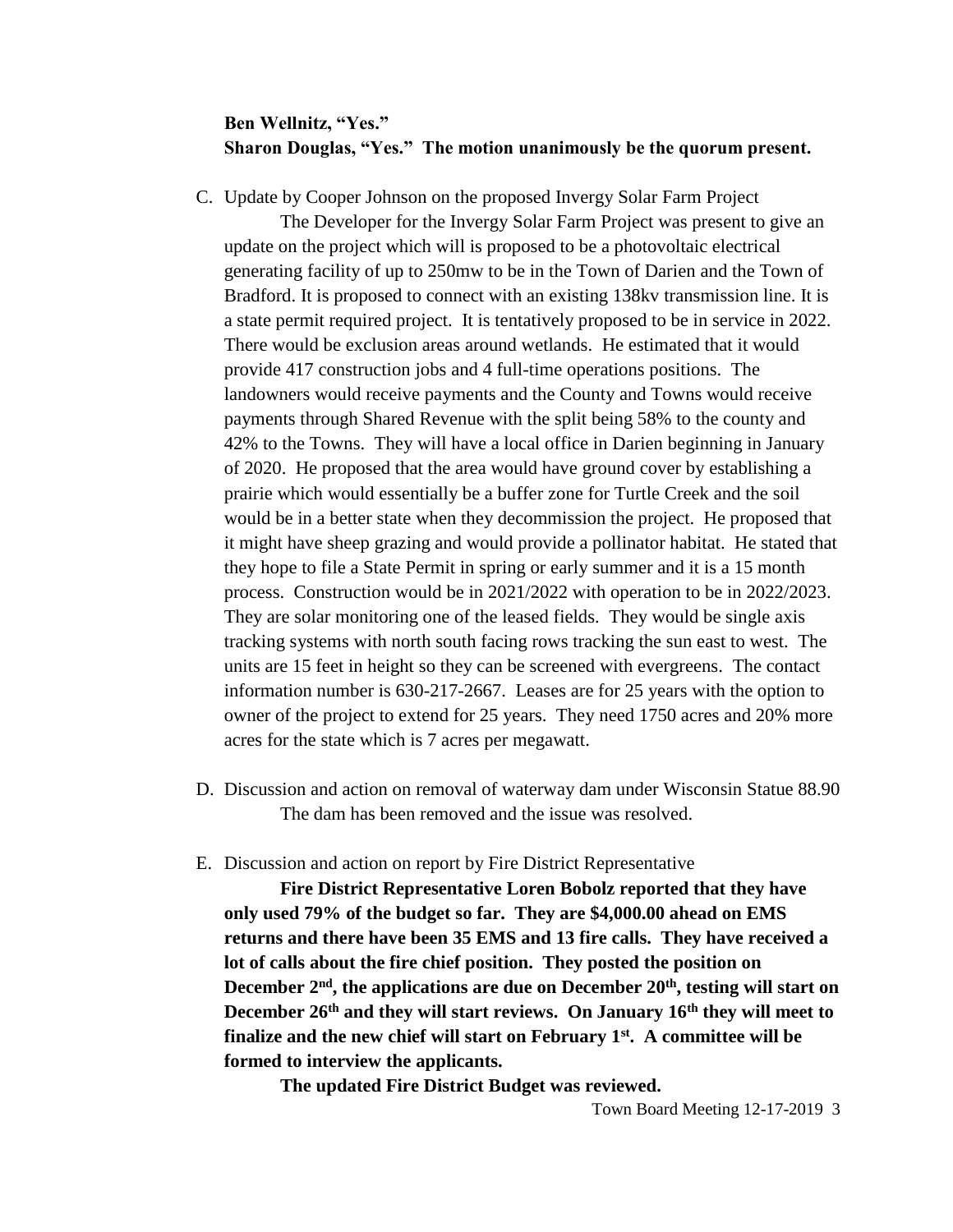**Ben Wellnitz, "Yes."**
**Sharon Douglas, "Yes." The motion unanimously be the quorum present.**

C. Update by Cooper Johnson on the proposed Invergy Solar Farm Project

The Developer for the Invergy Solar Farm Project was present to give an update on the project which will is proposed to be a photovoltaic electrical generating facility of up to 250mw to be in the Town of Darien and the Town of Bradford. It is proposed to connect with an existing 138kv transmission line. It is a state permit required project. It is tentatively proposed to be in service in 2022. There would be exclusion areas around wetlands. He estimated that it would provide 417 construction jobs and 4 full-time operations positions. The landowners would receive payments and the County and Towns would receive payments through Shared Revenue with the split being 58% to the county and 42% to the Towns. They will have a local office in Darien beginning in January of 2020. He proposed that the area would have ground cover by establishing a prairie which would essentially be a buffer zone for Turtle Creek and the soil would be in a better state when they decommission the project. He proposed that it might have sheep grazing and would provide a pollinator habitat. He stated that they hope to file a State Permit in spring or early summer and it is a 15 month process. Construction would be in 2021/2022 with operation to be in 2022/2023. They are solar monitoring one of the leased fields. They would be single axis tracking systems with north south facing rows tracking the sun east to west. The units are 15 feet in height so they can be screened with evergreens. The contact information number is 630-217-2667. Leases are for 25 years with the option to owner of the project to extend for 25 years. They need 1750 acres and 20% more acres for the state which is 7 acres per megawatt.

D. Discussion and action on removal of waterway dam under Wisconsin Statue 88.90

The dam has been removed and the issue was resolved.

E. Discussion and action on report by Fire District Representative

**Fire District Representative Loren Bobolz reported that they have only used 79% of the budget so far. They are $4,000.00 ahead on EMS returns and there have been 35 EMS and 13 fire calls. They have received a lot of calls about the fire chief position. They posted the position on December 2nd, the applications are due on December 20th, testing will start on December 26th and they will start reviews. On January 16th they will meet to finalize and the new chief will start on February 1st. A committee will be formed to interview the applicants.**

**The updated Fire District Budget was reviewed.**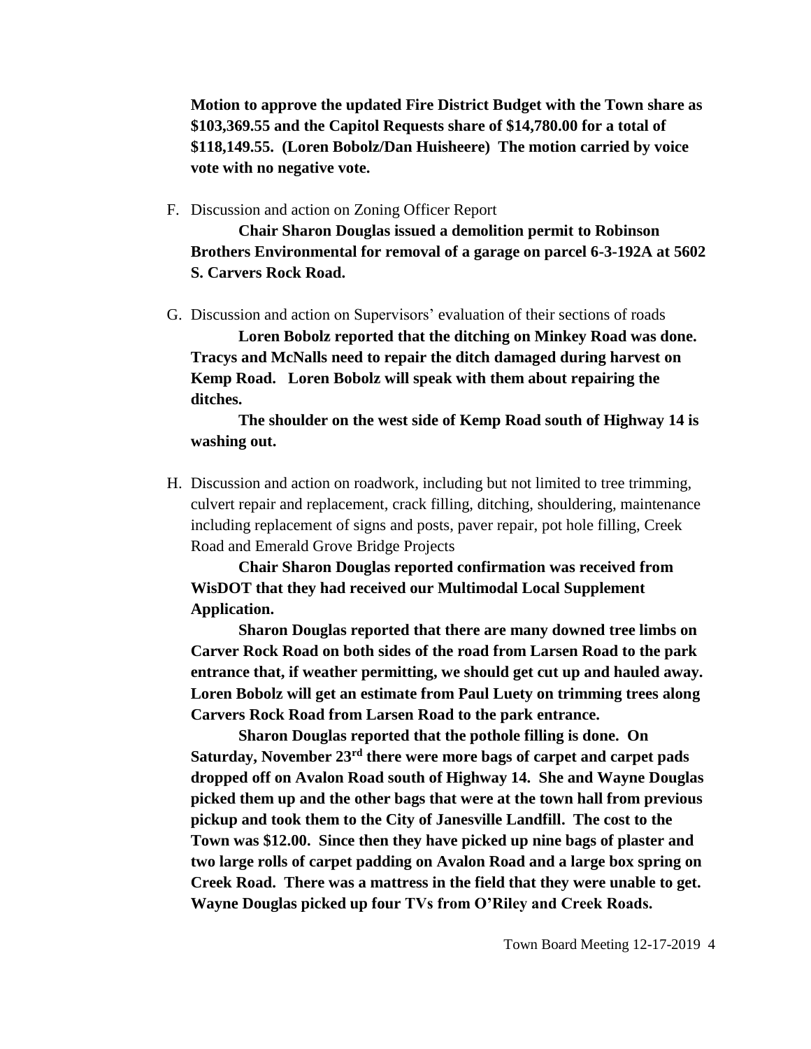**Motion to approve the updated Fire District Budget with the Town share as $103,369.55 and the Capitol Requests share of $14,780.00 for a total of $118,149.55. (Loren Bobolz/Dan Huisheere) The motion carried by voice vote with no negative vote.**

F. Discussion and action on Zoning Officer Report

**Chair Sharon Douglas issued a demolition permit to Robinson Brothers Environmental for removal of a garage on parcel 6-3-192A at 5602 S. Carvers Rock Road.**

G. Discussion and action on Supervisors' evaluation of their sections of roads

**Loren Bobolz reported that the ditching on Minkey Road was done. Tracys and McNalls need to repair the ditch damaged during harvest on Kemp Road. Loren Bobolz will speak with them about repairing the ditches.**

**The shoulder on the west side of Kemp Road south of Highway 14 is washing out.**

H. Discussion and action on roadwork, including but not limited to tree trimming, culvert repair and replacement, crack filling, ditching, shouldering, maintenance including replacement of signs and posts, paver repair, pot hole filling, Creek Road and Emerald Grove Bridge Projects

**Chair Sharon Douglas reported confirmation was received from WisDOT that they had received our Multimodal Local Supplement Application.**

**Sharon Douglas reported that there are many downed tree limbs on Carver Rock Road on both sides of the road from Larsen Road to the park entrance that, if weather permitting, we should get cut up and hauled away. Loren Bobolz will get an estimate from Paul Luety on trimming trees along Carvers Rock Road from Larsen Road to the park entrance.**

**Sharon Douglas reported that the pothole filling is done. On Saturday, November 23rd there were more bags of carpet and carpet pads dropped off on Avalon Road south of Highway 14. She and Wayne Douglas picked them up and the other bags that were at the town hall from previous pickup and took them to the City of Janesville Landfill. The cost to the Town was $12.00. Since then they have picked up nine bags of plaster and two large rolls of carpet padding on Avalon Road and a large box spring on Creek Road. There was a mattress in the field that they were unable to get. Wayne Douglas picked up four TVs from O'Riley and Creek Roads.**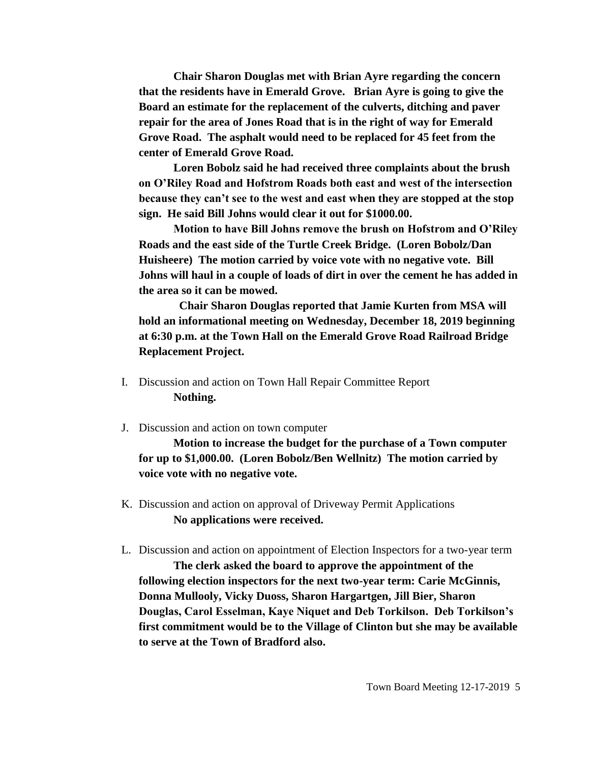**Chair Sharon Douglas met with Brian Ayre regarding the concern that the residents have in Emerald Grove. Brian Ayre is going to give the Board an estimate for the replacement of the culverts, ditching and paver repair for the area of Jones Road that is in the right of way for Emerald Grove Road. The asphalt would need to be replaced for 45 feet from the center of Emerald Grove Road.**

**Loren Bobolz said he had received three complaints about the brush on O'Riley Road and Hofstrom Roads both east and west of the intersection because they can't see to the west and east when they are stopped at the stop sign. He said Bill Johns would clear it out for $1000.00.**

**Motion to have Bill Johns remove the brush on Hofstrom and O'Riley Roads and the east side of the Turtle Creek Bridge. (Loren Bobolz/Dan Huisheere) The motion carried by voice vote with no negative vote. Bill Johns will haul in a couple of loads of dirt in over the cement he has added in the area so it can be mowed.**

**Chair Sharon Douglas reported that Jamie Kurten from MSA will hold an informational meeting on Wednesday, December 18, 2019 beginning at 6:30 p.m. at the Town Hall on the Emerald Grove Road Railroad Bridge Replacement Project.**

I. Discussion and action on Town Hall Repair Committee Report

**Nothing.**

J. Discussion and action on town computer

**Motion to increase the budget for the purchase of a Town computer for up to $1,000.00. (Loren Bobolz/Ben Wellnitz) The motion carried by voice vote with no negative vote.**

K. Discussion and action on approval of Driveway Permit Applications

**No applications were received.**

L. Discussion and action on appointment of Election Inspectors for a two-year term

**The clerk asked the board to approve the appointment of the following election inspectors for the next two-year term: Carie McGinnis, Donna Mullooly, Vicky Duoss, Sharon Hargartgen, Jill Bier, Sharon Douglas, Carol Esselman, Kaye Niquet and Deb Torkilson. Deb Torkilson's first commitment would be to the Village of Clinton but she may be available to serve at the Town of Bradford also.**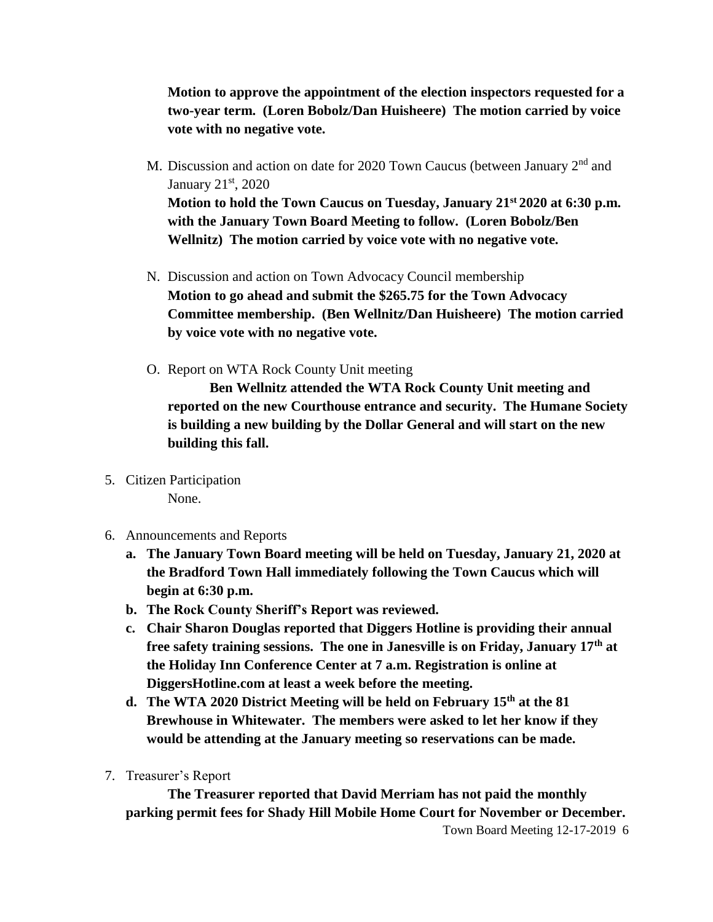**Motion to approve the appointment of the election inspectors requested for a two-year term. (Loren Bobolz/Dan Huisheere) The motion carried by voice vote with no negative vote.**

M. Discussion and action on date for 2020 Town Caucus (between January 2nd and January 21st, 2020
**Motion to hold the Town Caucus on Tuesday, January 21st 2020 at 6:30 p.m. with the January Town Board Meeting to follow. (Loren Bobolz/Ben Wellnitz) The motion carried by voice vote with no negative vote.**

N. Discussion and action on Town Advocacy Council membership
**Motion to go ahead and submit the $265.75 for the Town Advocacy Committee membership. (Ben Wellnitz/Dan Huisheere) The motion carried by voice vote with no negative vote.**

O. Report on WTA Rock County Unit meeting
**Ben Wellnitz attended the WTA Rock County Unit meeting and reported on the new Courthouse entrance and security. The Humane Society is building a new building by the Dollar General and will start on the new building this fall.**

5. Citizen Participation
None.

6. Announcements and Reports
   a. **The January Town Board meeting will be held on Tuesday, January 21, 2020 at the Bradford Town Hall immediately following the Town Caucus which will begin at 6:30 p.m.**
   b. **The Rock County Sheriff's Report was reviewed.**
   c. **Chair Sharon Douglas reported that Diggers Hotline is providing their annual free safety training sessions. The one in Janesville is on Friday, January 17th at the Holiday Inn Conference Center at 7 a.m. Registration is online at DiggersHotline.com at least a week before the meeting.**
   d. **The WTA 2020 District Meeting will be held on February 15th at the 81 Brewhouse in Whitewater. The members were asked to let her know if they would be attending at the January meeting so reservations can be made.**

7. Treasurer's Report
**The Treasurer reported that David Merriam has not paid the monthly parking permit fees for Shady Hill Mobile Home Court for November or December.**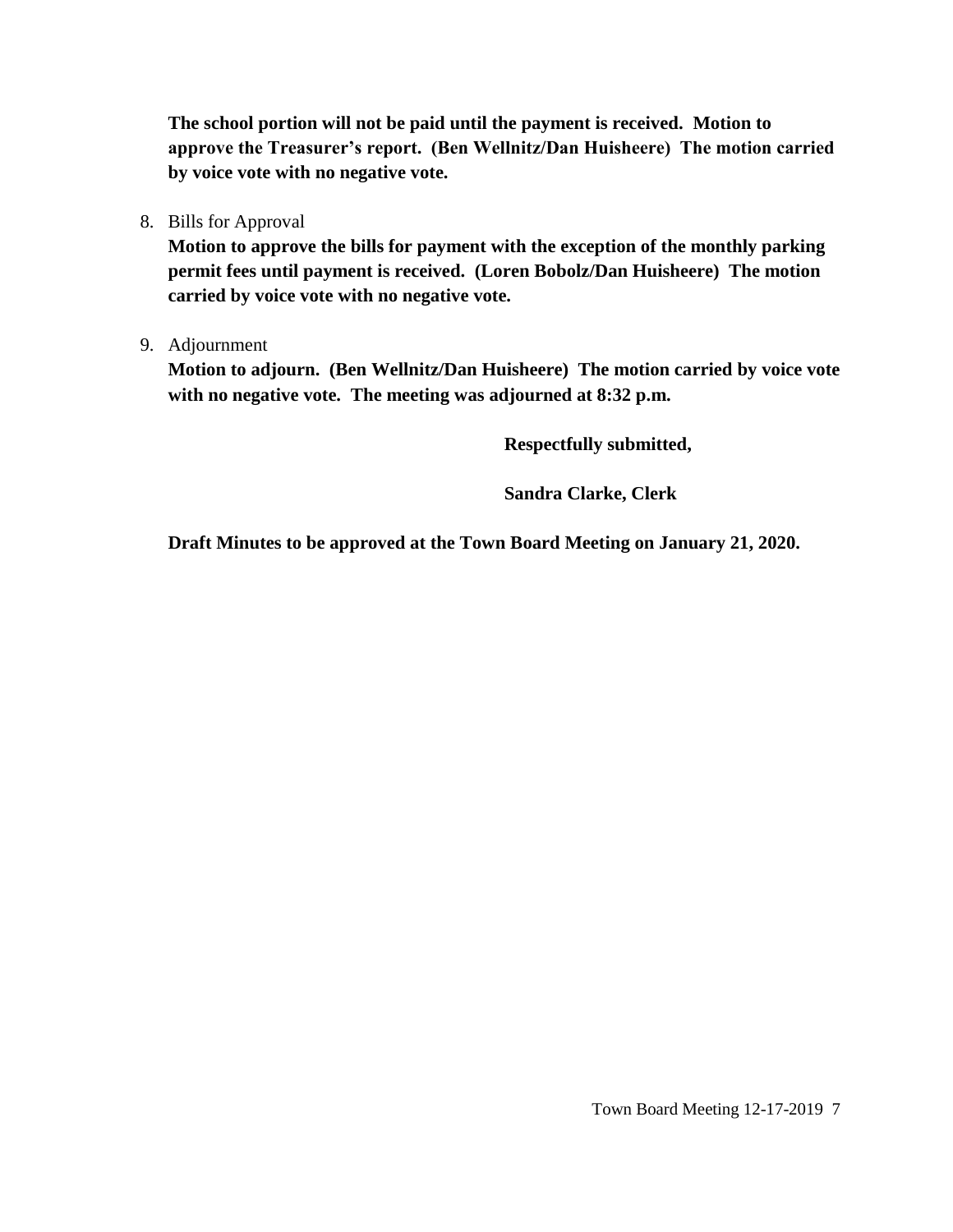**The school portion will not be paid until the payment is received. Motion to approve the Treasurer's report. (Ben Wellnitz/Dan Huisheere) The motion carried by voice vote with no negative vote.**

8. Bills for Approval

   **Motion to approve the bills for payment with the exception of the monthly parking permit fees until payment is received. (Loren Bobolz/Dan Huisheere) The motion carried by voice vote with no negative vote.**

9. Adjournment

   **Motion to adjourn. (Ben Wellnitz/Dan Huisheere) The motion carried by voice vote with no negative vote. The meeting was adjourned at 8:32 p.m.**

**Respectfully submitted,**

**Sandra Clarke, Clerk**

**Draft Minutes to be approved at the Town Board Meeting on January 21, 2020.**